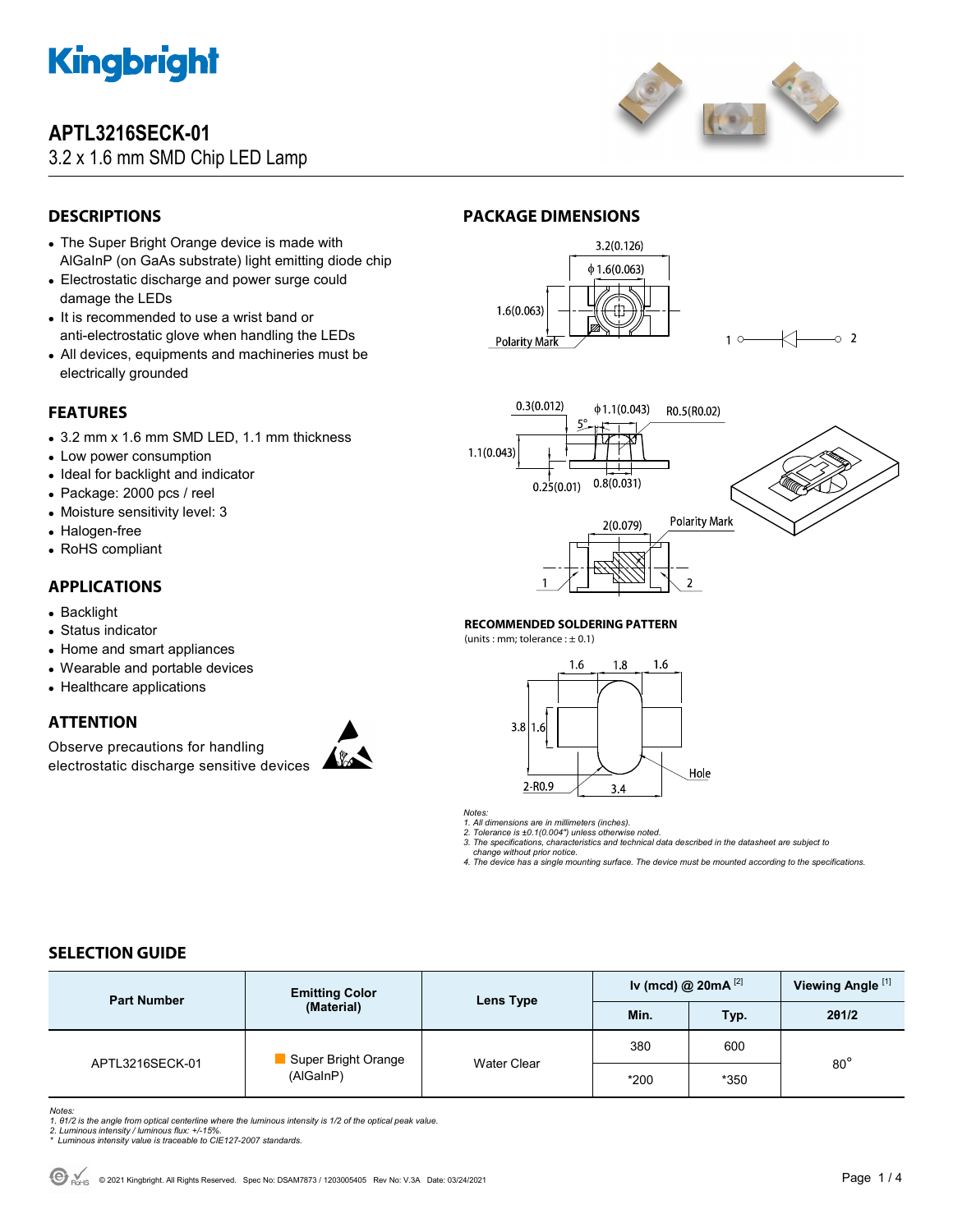# APTL3216SECK-01

3.2 x 1.6 mm SMD Chip LED Lamp

## DESCRIPTIONS

- The Super Bright Orange device is made with AlGaInP (on GaAs substrate) light emitting diode chip
- Electrostatic discharge and power surge could damage the LEDs
- It is recommended to use a wrist band or anti-electrostatic glove when handling the LEDs
- All devices, equipments and machineries must be electrically grounded

## FEATURES

- 3.2 mm x 1.6 mm SMD LED, 1.1 mm thickness
- Low power consumption
- Ideal for backlight and indicator
- Package: 2000 pcs / reel
- Moisture sensitivity level: 3
- Halogen-free
- RoHS compliant

## APPLICATIONS

- Backlight
- Status indicator
- Home and smart appliances
- Wearable and portable devices
- Healthcare applications

## ATTENTION

Observe precautions for handling electrostatic discharge sensitive devices

## PACKAGE DIMENSIONS

3.2(0.126)
ϕ1.6(0.063)
1.6(0.063)
Polarity Mark
1 — 2

0.3(0.012)
ϕ1.1(0.043)
R0.5(R0.02)
5°
1.1(0.043)
0.25(0.01)
0.8(0.031)

2(0.079)
Polarity Mark
1
2

**RECOMMENDED SOLDERING PATTERN**

(units : mm; tolerance : ± 0.1)

1.6 1.8 1.6
3.8 1.6
2-R0.9
3.4
Hole

*Notes:*
*1. All dimensions are in millimeters (inches).*
*2. Tolerance is ±0.1(0.004") unless otherwise noted.*
*3. The specifications, characteristics and technical data described in the datasheet are subject to change without prior notice.*
*4. The device has a single mounting surface. The device must be mounted according to the specifications.*

## SELECTION GUIDE

| Part Number | Emitting Color (Material) | Lens Type | Iv (mcd) @ 20mA [2] | | Viewing Angle [1] |
|---|---|---|---|---|---|
| | | | Min. | Typ. | 2θ1/2 |
| APTL3216SECK-01 | Super Bright Orange (AlGaInP) | Water Clear | 380 | 600 | 80° |
| | | | *200 | *350 | |

*Notes:*
*1. θ1/2 is the angle from optical centerline where the luminous intensity is 1/2 of the optical peak value.*
*2. Luminous intensity / luminous flux: +/-15%.*
*\* Luminous intensity value is traceable to CIE127-2007 standards.*

© 2021 Kingbright. All Rights Reserved. Spec No: DSAM7873 / 1203005405 Rev No: V.3A Date: 03/24/2021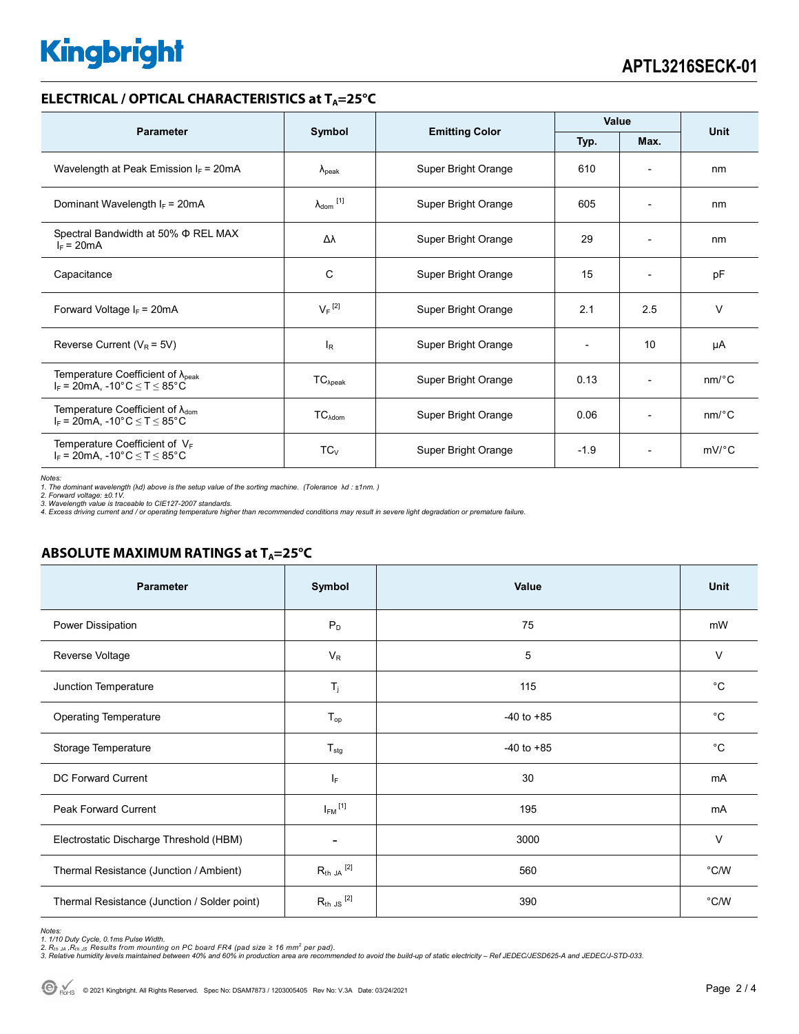## ELECTRICAL / OPTICAL CHARACTERISTICS at $T_A$=25°C

| Parameter | Symbol | Emitting Color | Value | | Unit |
|---|---|---|---|---|---|
| | | | Typ. | Max. | |
| Wavelength at Peak Emission $I_F$ = 20mA | $\lambda_{peak}$ | Super Bright Orange | 610 | - | nm |
| Dominant Wavelength $I_F$ = 20mA | $\lambda_{dom}$ [1] | Super Bright Orange | 605 | - | nm |
| Spectral Bandwidth at 50% Φ REL MAX $I_F$ = 20mA | Δλ | Super Bright Orange | 29 | - | nm |
| Capacitance | C | Super Bright Orange | 15 | - | pF |
| Forward Voltage $I_F$ = 20mA | $V_F$ [2] | Super Bright Orange | 2.1 | 2.5 | V |
| Reverse Current ($V_R$ = 5V) | $I_R$ | Super Bright Orange | - | 10 | µA |
| Temperature Coefficient of $\lambda_{peak}$ $I_F$ = 20mA, -10°C ≤ T ≤ 85°C | $TC_{\lambda peak}$ | Super Bright Orange | 0.13 | - | nm/°C |
| Temperature Coefficient of $\lambda_{dom}$ $I_F$ = 20mA, -10°C ≤ T ≤ 85°C | $TC_{\lambda dom}$ | Super Bright Orange | 0.06 | - | nm/°C |
| Temperature Coefficient of $V_F$ $I_F$ = 20mA, -10°C ≤ T ≤ 85°C | $TC_V$ | Super Bright Orange | -1.9 | - | mV/°C |

*Notes:*
*1. The dominant wavelength (λd) above is the setup value of the sorting machine. (Tolerance λd : ±1nm. )*
*2. Forward voltage: ±0.1V.*
*3. Wavelength value is traceable to CIE127-2007 standards.*
*4. Excess driving current and / or operating temperature higher than recommended conditions may result in severe light degradation or premature failure.*

## ABSOLUTE MAXIMUM RATINGS at $T_A$=25°C

| Parameter | Symbol | Value | Unit |
|---|---|---|---|
| Power Dissipation | $P_D$ | 75 | mW |
| Reverse Voltage | $V_R$ | 5 | V |
| Junction Temperature | $T_j$ | 115 | °C |
| Operating Temperature | $T_{op}$ | -40 to +85 | °C |
| Storage Temperature | $T_{stg}$ | -40 to +85 | °C |
| DC Forward Current | $I_F$ | 30 | mA |
| Peak Forward Current | $I_{FM}$ [1] | 195 | mA |
| Electrostatic Discharge Threshold (HBM) | - | 3000 | V |
| Thermal Resistance (Junction / Ambient) | $R_{th\ JA}$ [2] | 560 | °C/W |
| Thermal Resistance (Junction / Solder point) | $R_{th\ JS}$ [2] | 390 | °C/W |

*Notes:*
*1. 1/10 Duty Cycle, 0.1ms Pulse Width.*
*2. $R_{th\ JA}$ ,$R_{th\ JS}$ Results from mounting on PC board FR4 (pad size ≥ 16 $mm^2$ per pad).*
*3. Relative humidity levels maintained between 40% and 60% in production area are recommended to avoid the build-up of static electricity – Ref JEDEC/JESD625-A and JEDEC/J-STD-033.*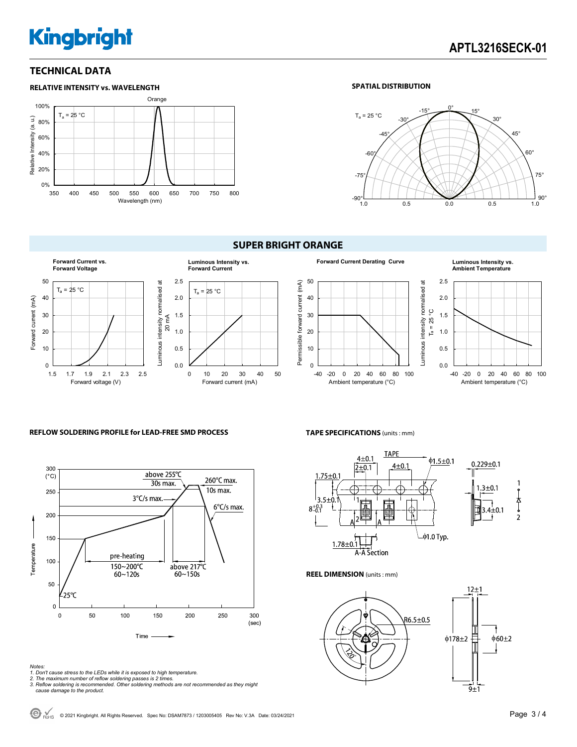## TECHNICAL DATA

### RELATIVE INTENSITY vs. WAVELENGTH

### SPATIAL DISTRIBUTION

## SUPER BRIGHT ORANGE

**Forward Current vs. Forward Voltage**

**Luminous Intensity vs. Forward Current**

**Forward Current Derating Curve**

**Luminous Intensity vs. Ambient Temperature**

### REFLOW SOLDERING PROFILE for LEAD-FREE SMD PROCESS

### TAPE SPECIFICATIONS (units : mm)

### REEL DIMENSION (units : mm)

*Notes:*
*1. Don't cause stress to the LEDs while it is exposed to high temperature.*
*2. The maximum number of reflow soldering passes is 2 times.*
*3. Reflow soldering is recommended. Other soldering methods are not recommended as they might cause damage to the product.*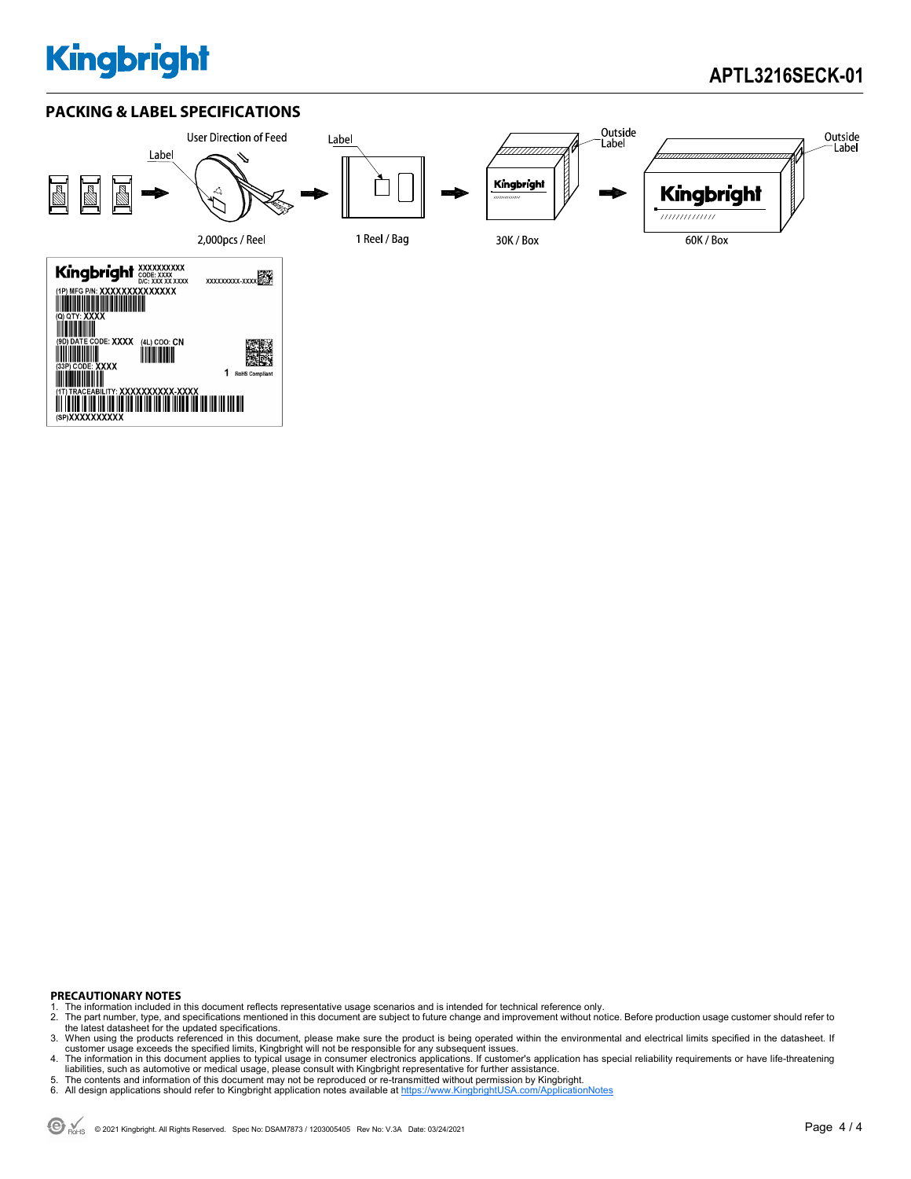## PACKING & LABEL SPECIFICATIONS

User Direction of Feed

Label

2,000pcs / Reel

Label

1 Reel / Bag

Outside Label

30K / Box

Outside Label

60K / Box

Kingbright XXXXXXXXXX
CODE: XXXX
D/C: XXX XX XXXX
XXXXXXXXX-XXXX
(1P) MFG P/N: XXXXXXXXXXXXXX
(Q) QTY: XXXX
(9D) DATE CODE: XXXX (4L) COO: CN
(33P) CODE: XXXX
1 RoHS Compliant
(1T) TRACEABILITY: XXXXXXXXXX-XXXX
(SP)XXXXXXXXXX

### PRECAUTIONARY NOTES

1. The information included in this document reflects representative usage scenarios and is intended for technical reference only.
2. The part number, type, and specifications mentioned in this document are subject to future change and improvement without notice. Before production usage customer should refer to the latest datasheet for the updated specifications.
3. When using the products referenced in this document, please make sure the product is being operated within the environmental and electrical limits specified in the datasheet. If customer usage exceeds the specified limits, Kingbright will not be responsible for any subsequent issues.
4. The information in this document applies to typical usage in consumer electronics applications. If customer's application has special reliability requirements or have life-threatening liabilities, such as automotive or medical usage, please consult with Kingbright representative for further assistance.
5. The contents and information of this document may not be reproduced or re-transmitted without permission by Kingbright.
6. All design applications should refer to Kingbright application notes available at https://www.KingbrightUSA.com/ApplicationNotes

© 2021 Kingbright. All Rights Reserved. Spec No: DSAM7873 / 1203005405 Rev No: V.3A Date: 03/24/2021